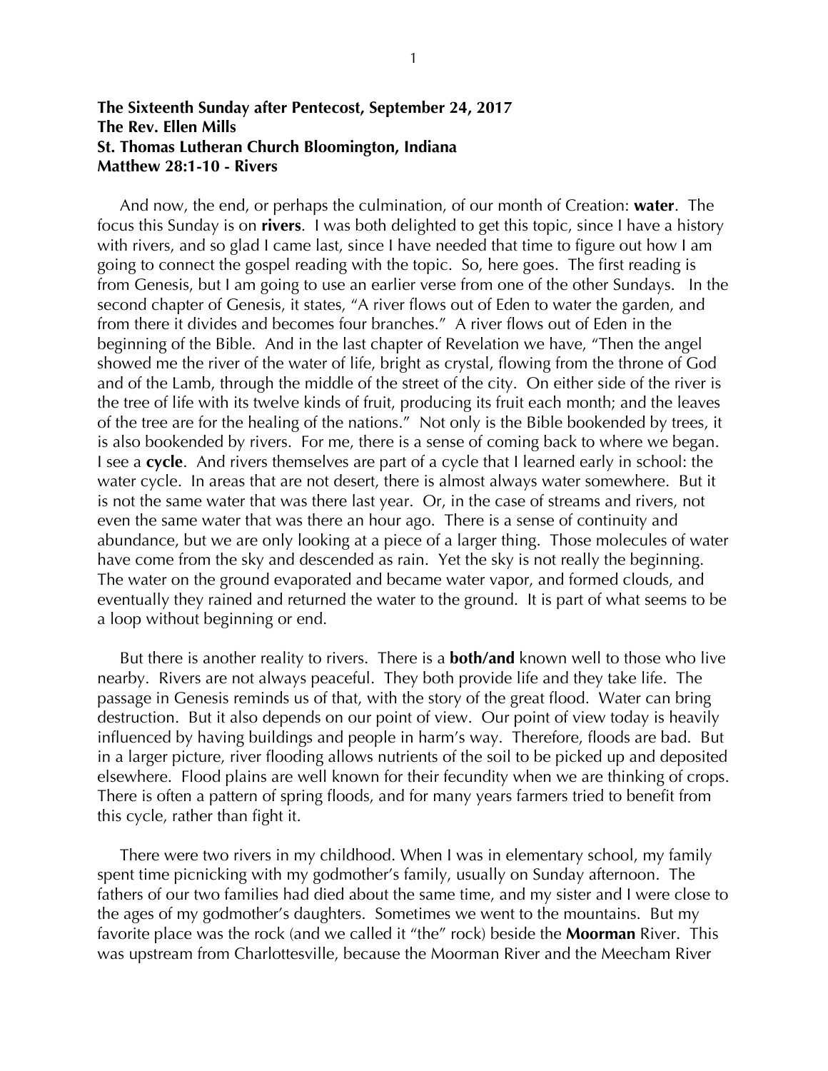**The Sixteenth Sunday after Pentecost, September 24, 2017**
**The Rev. Ellen Mills**
**St. Thomas Lutheran Church Bloomington, Indiana**
**Matthew 28:1-10 - Rivers**

And now, the end, or perhaps the culmination, of our month of Creation: **water**. The focus this Sunday is on **rivers**. I was both delighted to get this topic, since I have a history with rivers, and so glad I came last, since I have needed that time to figure out how I am going to connect the gospel reading with the topic. So, here goes. The first reading is from Genesis, but I am going to use an earlier verse from one of the other Sundays. In the second chapter of Genesis, it states, "A river flows out of Eden to water the garden, and from there it divides and becomes four branches." A river flows out of Eden in the beginning of the Bible. And in the last chapter of Revelation we have, "Then the angel showed me the river of the water of life, bright as crystal, flowing from the throne of God and of the Lamb, through the middle of the street of the city. On either side of the river is the tree of life with its twelve kinds of fruit, producing its fruit each month; and the leaves of the tree are for the healing of the nations." Not only is the Bible bookended by trees, it is also bookended by rivers. For me, there is a sense of coming back to where we began. I see a **cycle**. And rivers themselves are part of a cycle that I learned early in school: the water cycle. In areas that are not desert, there is almost always water somewhere. But it is not the same water that was there last year. Or, in the case of streams and rivers, not even the same water that was there an hour ago. There is a sense of continuity and abundance, but we are only looking at a piece of a larger thing. Those molecules of water have come from the sky and descended as rain. Yet the sky is not really the beginning. The water on the ground evaporated and became water vapor, and formed clouds, and eventually they rained and returned the water to the ground. It is part of what seems to be a loop without beginning or end.

But there is another reality to rivers. There is a **both/and** known well to those who live nearby. Rivers are not always peaceful. They both provide life and they take life. The passage in Genesis reminds us of that, with the story of the great flood. Water can bring destruction. But it also depends on our point of view. Our point of view today is heavily influenced by having buildings and people in harm's way. Therefore, floods are bad. But in a larger picture, river flooding allows nutrients of the soil to be picked up and deposited elsewhere. Flood plains are well known for their fecundity when we are thinking of crops. There is often a pattern of spring floods, and for many years farmers tried to benefit from this cycle, rather than fight it.

There were two rivers in my childhood. When I was in elementary school, my family spent time picnicking with my godmother's family, usually on Sunday afternoon. The fathers of our two families had died about the same time, and my sister and I were close to the ages of my godmother's daughters. Sometimes we went to the mountains. But my favorite place was the rock (and we called it "the" rock) beside the **Moorman** River. This was upstream from Charlottesville, because the Moorman River and the Meecham River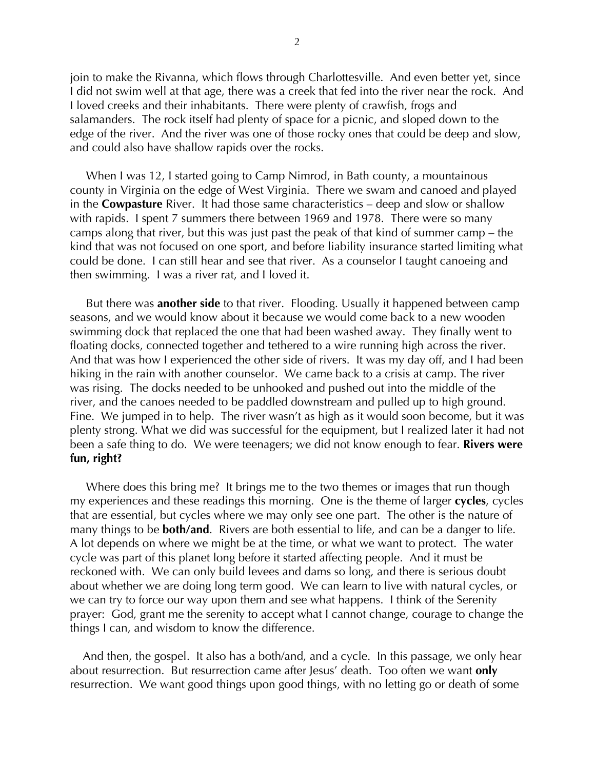join to make the Rivanna, which flows through Charlottesville. And even better yet, since I did not swim well at that age, there was a creek that fed into the river near the rock. And I loved creeks and their inhabitants. There were plenty of crawfish, frogs and salamanders. The rock itself had plenty of space for a picnic, and sloped down to the edge of the river. And the river was one of those rocky ones that could be deep and slow, and could also have shallow rapids over the rocks.

When I was 12, I started going to Camp Nimrod, in Bath county, a mountainous county in Virginia on the edge of West Virginia. There we swam and canoed and played in the **Cowpasture** River. It had those same characteristics – deep and slow or shallow with rapids. I spent 7 summers there between 1969 and 1978. There were so many camps along that river, but this was just past the peak of that kind of summer camp – the kind that was not focused on one sport, and before liability insurance started limiting what could be done. I can still hear and see that river. As a counselor I taught canoeing and then swimming. I was a river rat, and I loved it.

But there was **another side** to that river. Flooding. Usually it happened between camp seasons, and we would know about it because we would come back to a new wooden swimming dock that replaced the one that had been washed away. They finally went to floating docks, connected together and tethered to a wire running high across the river. And that was how I experienced the other side of rivers. It was my day off, and I had been hiking in the rain with another counselor. We came back to a crisis at camp. The river was rising. The docks needed to be unhooked and pushed out into the middle of the river, and the canoes needed to be paddled downstream and pulled up to high ground. Fine. We jumped in to help. The river wasn't as high as it would soon become, but it was plenty strong. What we did was successful for the equipment, but I realized later it had not been a safe thing to do. We were teenagers; we did not know enough to fear. **Rivers were fun, right?**

Where does this bring me? It brings me to the two themes or images that run though my experiences and these readings this morning. One is the theme of larger **cycles**, cycles that are essential, but cycles where we may only see one part. The other is the nature of many things to be **both/and**. Rivers are both essential to life, and can be a danger to life. A lot depends on where we might be at the time, or what we want to protect. The water cycle was part of this planet long before it started affecting people. And it must be reckoned with. We can only build levees and dams so long, and there is serious doubt about whether we are doing long term good. We can learn to live with natural cycles, or we can try to force our way upon them and see what happens. I think of the Serenity prayer: God, grant me the serenity to accept what I cannot change, courage to change the things I can, and wisdom to know the difference.

And then, the gospel. It also has a both/and, and a cycle. In this passage, we only hear about resurrection. But resurrection came after Jesus' death. Too often we want **only** resurrection. We want good things upon good things, with no letting go or death of some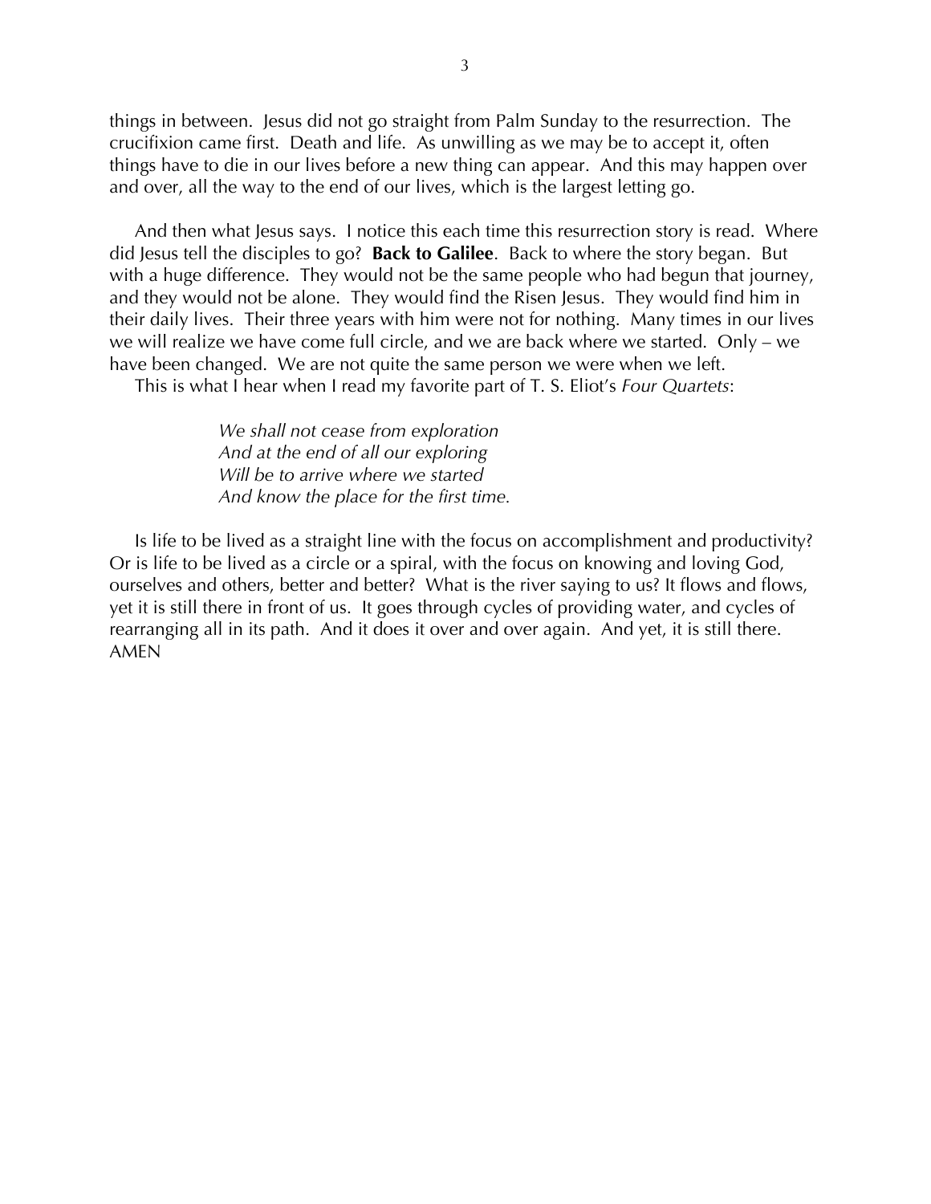things in between. Jesus did not go straight from Palm Sunday to the resurrection. The crucifixion came first. Death and life. As unwilling as we may be to accept it, often things have to die in our lives before a new thing can appear. And this may happen over and over, all the way to the end of our lives, which is the largest letting go.

And then what Jesus says. I notice this each time this resurrection story is read. Where did Jesus tell the disciples to go? **Back to Galilee**. Back to where the story began. But with a huge difference. They would not be the same people who had begun that journey, and they would not be alone. They would find the Risen Jesus. They would find him in their daily lives. Their three years with him were not for nothing. Many times in our lives we will realize we have come full circle, and we are back where we started. Only – we have been changed. We are not quite the same person we were when we left.

This is what I hear when I read my favorite part of T. S. Eliot's *Four Quartets*:

> *We shall not cease from exploration*
> *And at the end of all our exploring*
> *Will be to arrive where we started*
> *And know the place for the first time.*

Is life to be lived as a straight line with the focus on accomplishment and productivity? Or is life to be lived as a circle or a spiral, with the focus on knowing and loving God, ourselves and others, better and better? What is the river saying to us? It flows and flows, yet it is still there in front of us. It goes through cycles of providing water, and cycles of rearranging all in its path. And it does it over and over again. And yet, it is still there. AMEN